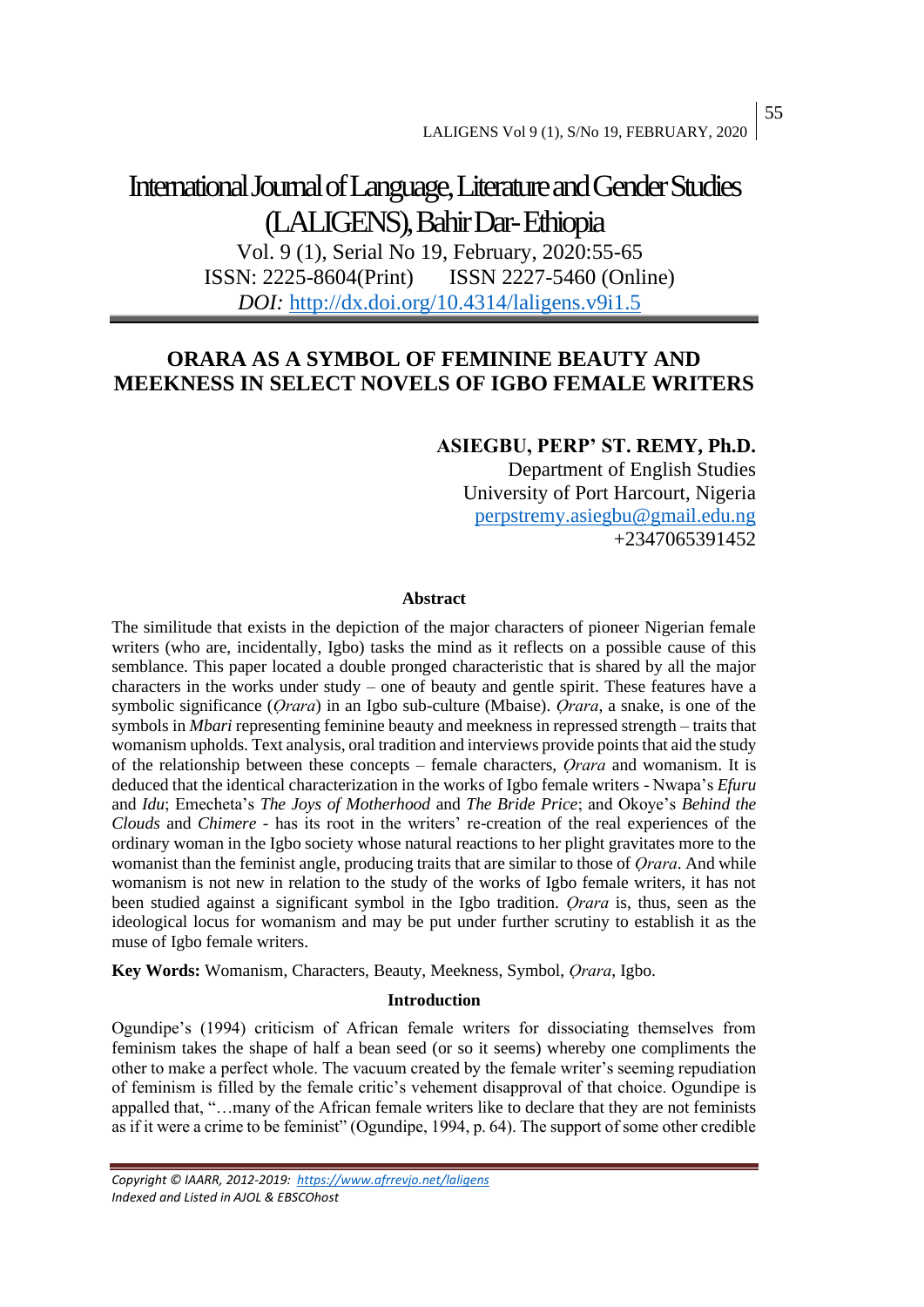# International Journal of Language, Literature and Gender Studies (LALIGENS), Bahir Dar- Ethiopia

Vol. 9 (1), Serial No 19, February, 2020:55-65
ISSN: 2225-8604(Print) ISSN 2227-5460 (Online)
*DOI:* http://dx.doi.org/10.4314/laligens.v9i1.5

## ORARA AS A SYMBOL OF FEMININE BEAUTY AND MEEKNESS IN SELECT NOVELS OF IGBO FEMALE WRITERS

**ASIEGBU, PERP' ST. REMY, Ph.D.**
Department of English Studies
University of Port Harcourt, Nigeria
perpstremy.asiegbu@gmail.edu.ng
+2347065391452

### Abstract

The similitude that exists in the depiction of the major characters of pioneer Nigerian female writers (who are, incidentally, Igbo) tasks the mind as it reflects on a possible cause of this semblance. This paper located a double pronged characteristic that is shared by all the major characters in the works under study – one of beauty and gentle spirit. These features have a symbolic significance (*Ọrara*) in an Igbo sub-culture (Mbaise). *Ọrara*, a snake, is one of the symbols in *Mbari* representing feminine beauty and meekness in repressed strength – traits that womanism upholds. Text analysis, oral tradition and interviews provide points that aid the study of the relationship between these concepts – female characters, *Ọrara* and womanism. It is deduced that the identical characterization in the works of Igbo female writers - Nwapa's *Efuru* and *Idu*; Emecheta's *The Joys of Motherhood* and *The Bride Price*; and Okoye's *Behind the Clouds* and *Chimere* - has its root in the writers' re-creation of the real experiences of the ordinary woman in the Igbo society whose natural reactions to her plight gravitates more to the womanist than the feminist angle, producing traits that are similar to those of *Ọrara*. And while womanism is not new in relation to the study of the works of Igbo female writers, it has not been studied against a significant symbol in the Igbo tradition. *Ọrara* is, thus, seen as the ideological locus for womanism and may be put under further scrutiny to establish it as the muse of Igbo female writers.

**Key Words:** Womanism, Characters, Beauty, Meekness, Symbol, *Ọrara*, Igbo.

### Introduction

Ogundipe's (1994) criticism of African female writers for dissociating themselves from feminism takes the shape of half a bean seed (or so it seems) whereby one compliments the other to make a perfect whole. The vacuum created by the female writer's seeming repudiation of feminism is filled by the female critic's vehement disapproval of that choice. Ogundipe is appalled that, "…many of the African female writers like to declare that they are not feminists as if it were a crime to be feminist" (Ogundipe, 1994, p. 64). The support of some other credible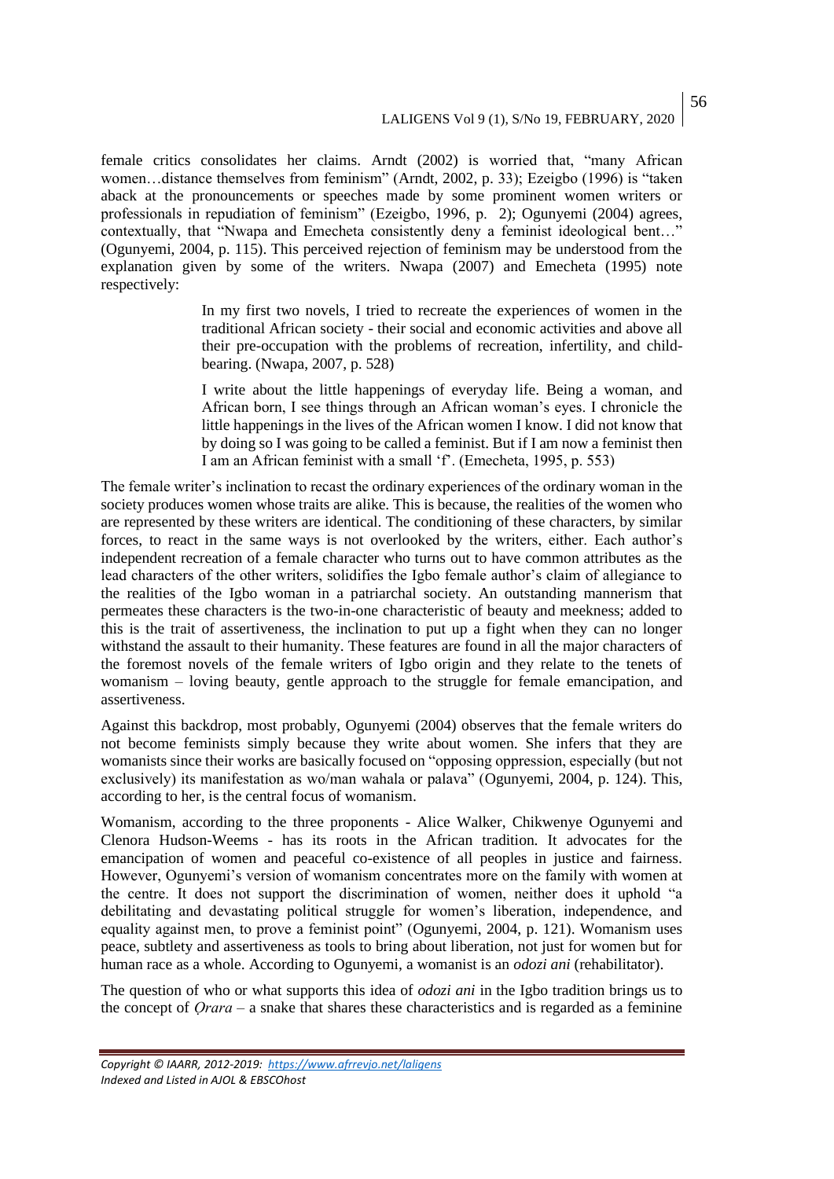female critics consolidates her claims. Arndt (2002) is worried that, "many African women…distance themselves from feminism" (Arndt, 2002, p. 33); Ezeigbo (1996) is "taken aback at the pronouncements or speeches made by some prominent women writers or professionals in repudiation of feminism" (Ezeigbo, 1996, p. 2); Ogunyemi (2004) agrees, contextually, that "Nwapa and Emecheta consistently deny a feminist ideological bent…" (Ogunyemi, 2004, p. 115). This perceived rejection of feminism may be understood from the explanation given by some of the writers. Nwapa (2007) and Emecheta (1995) note respectively:

> In my first two novels, I tried to recreate the experiences of women in the traditional African society - their social and economic activities and above all their pre-occupation with the problems of recreation, infertility, and child-bearing. (Nwapa, 2007, p. 528)

> I write about the little happenings of everyday life. Being a woman, and African born, I see things through an African woman's eyes. I chronicle the little happenings in the lives of the African women I know. I did not know that by doing so I was going to be called a feminist. But if I am now a feminist then I am an African feminist with a small 'f'. (Emecheta, 1995, p. 553)

The female writer's inclination to recast the ordinary experiences of the ordinary woman in the society produces women whose traits are alike. This is because, the realities of the women who are represented by these writers are identical. The conditioning of these characters, by similar forces, to react in the same ways is not overlooked by the writers, either. Each author's independent recreation of a female character who turns out to have common attributes as the lead characters of the other writers, solidifies the Igbo female author's claim of allegiance to the realities of the Igbo woman in a patriarchal society. An outstanding mannerism that permeates these characters is the two-in-one characteristic of beauty and meekness; added to this is the trait of assertiveness, the inclination to put up a fight when they can no longer withstand the assault to their humanity. These features are found in all the major characters of the foremost novels of the female writers of Igbo origin and they relate to the tenets of womanism – loving beauty, gentle approach to the struggle for female emancipation, and assertiveness.

Against this backdrop, most probably, Ogunyemi (2004) observes that the female writers do not become feminists simply because they write about women. She infers that they are womanists since their works are basically focused on "opposing oppression, especially (but not exclusively) its manifestation as wo/man wahala or palava" (Ogunyemi, 2004, p. 124). This, according to her, is the central focus of womanism.

Womanism, according to the three proponents - Alice Walker, Chikwenye Ogunyemi and Clenora Hudson-Weems - has its roots in the African tradition. It advocates for the emancipation of women and peaceful co-existence of all peoples in justice and fairness. However, Ogunyemi's version of womanism concentrates more on the family with women at the centre. It does not support the discrimination of women, neither does it uphold "a debilitating and devastating political struggle for women's liberation, independence, and equality against men, to prove a feminist point" (Ogunyemi, 2004, p. 121). Womanism uses peace, subtlety and assertiveness as tools to bring about liberation, not just for women but for human race as a whole. According to Ogunyemi, a womanist is an *odozi ani* (rehabilitator).

The question of who or what supports this idea of *odozi ani* in the Igbo tradition brings us to the concept of *Ọrara* – a snake that shares these characteristics and is regarded as a feminine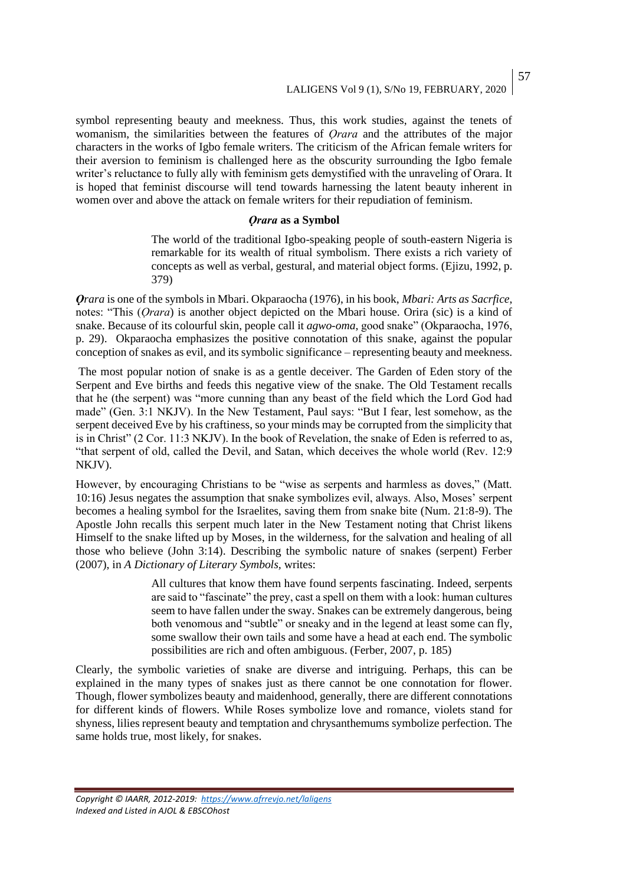symbol representing beauty and meekness. Thus, this work studies, against the tenets of womanism, the similarities between the features of *Ọrara* and the attributes of the major characters in the works of Igbo female writers. The criticism of the African female writers for their aversion to feminism is challenged here as the obscurity surrounding the Igbo female writer's reluctance to fully ally with feminism gets demystified with the unraveling of Orara. It is hoped that feminist discourse will tend towards harnessing the latent beauty inherent in women over and above the attack on female writers for their repudiation of feminism.

### *Ọrara* as a Symbol

> The world of the traditional Igbo-speaking people of south-eastern Nigeria is remarkable for its wealth of ritual symbolism. There exists a rich variety of concepts as well as verbal, gestural, and material object forms. (Ejizu, 1992, p. 379)

***Ọrara*** is one of the symbols in Mbari. Okparaocha (1976), in his book, *Mbari: Arts as Sacrfice*, notes: "This (*Ọrara*) is another object depicted on the Mbari house. Orira (sic) is a kind of snake. Because of its colourful skin, people call it *agwo-oma*, good snake" (Okparaocha, 1976, p. 29). Okparaocha emphasizes the positive connotation of this snake, against the popular conception of snakes as evil, and its symbolic significance – representing beauty and meekness.

The most popular notion of snake is as a gentle deceiver. The Garden of Eden story of the Serpent and Eve births and feeds this negative view of the snake. The Old Testament recalls that he (the serpent) was "more cunning than any beast of the field which the Lord God had made" (Gen. 3:1 NKJV). In the New Testament, Paul says: "But I fear, lest somehow, as the serpent deceived Eve by his craftiness, so your minds may be corrupted from the simplicity that is in Christ" (2 Cor. 11:3 NKJV). In the book of Revelation, the snake of Eden is referred to as, "that serpent of old, called the Devil, and Satan, which deceives the whole world (Rev. 12:9 NKJV).

However, by encouraging Christians to be "wise as serpents and harmless as doves," (Matt. 10:16) Jesus negates the assumption that snake symbolizes evil, always. Also, Moses' serpent becomes a healing symbol for the Israelites, saving them from snake bite (Num. 21:8-9). The Apostle John recalls this serpent much later in the New Testament noting that Christ likens Himself to the snake lifted up by Moses, in the wilderness, for the salvation and healing of all those who believe (John 3:14). Describing the symbolic nature of snakes (serpent) Ferber (2007), in *A Dictionary of Literary Symbols*, writes:

> All cultures that know them have found serpents fascinating. Indeed, serpents are said to "fascinate" the prey, cast a spell on them with a look: human cultures seem to have fallen under the sway. Snakes can be extremely dangerous, being both venomous and "subtle" or sneaky and in the legend at least some can fly, some swallow their own tails and some have a head at each end. The symbolic possibilities are rich and often ambiguous. (Ferber, 2007, p. 185)

Clearly, the symbolic varieties of snake are diverse and intriguing. Perhaps, this can be explained in the many types of snakes just as there cannot be one connotation for flower. Though, flower symbolizes beauty and maidenhood, generally, there are different connotations for different kinds of flowers. While Roses symbolize love and romance, violets stand for shyness, lilies represent beauty and temptation and chrysanthemums symbolize perfection. The same holds true, most likely, for snakes.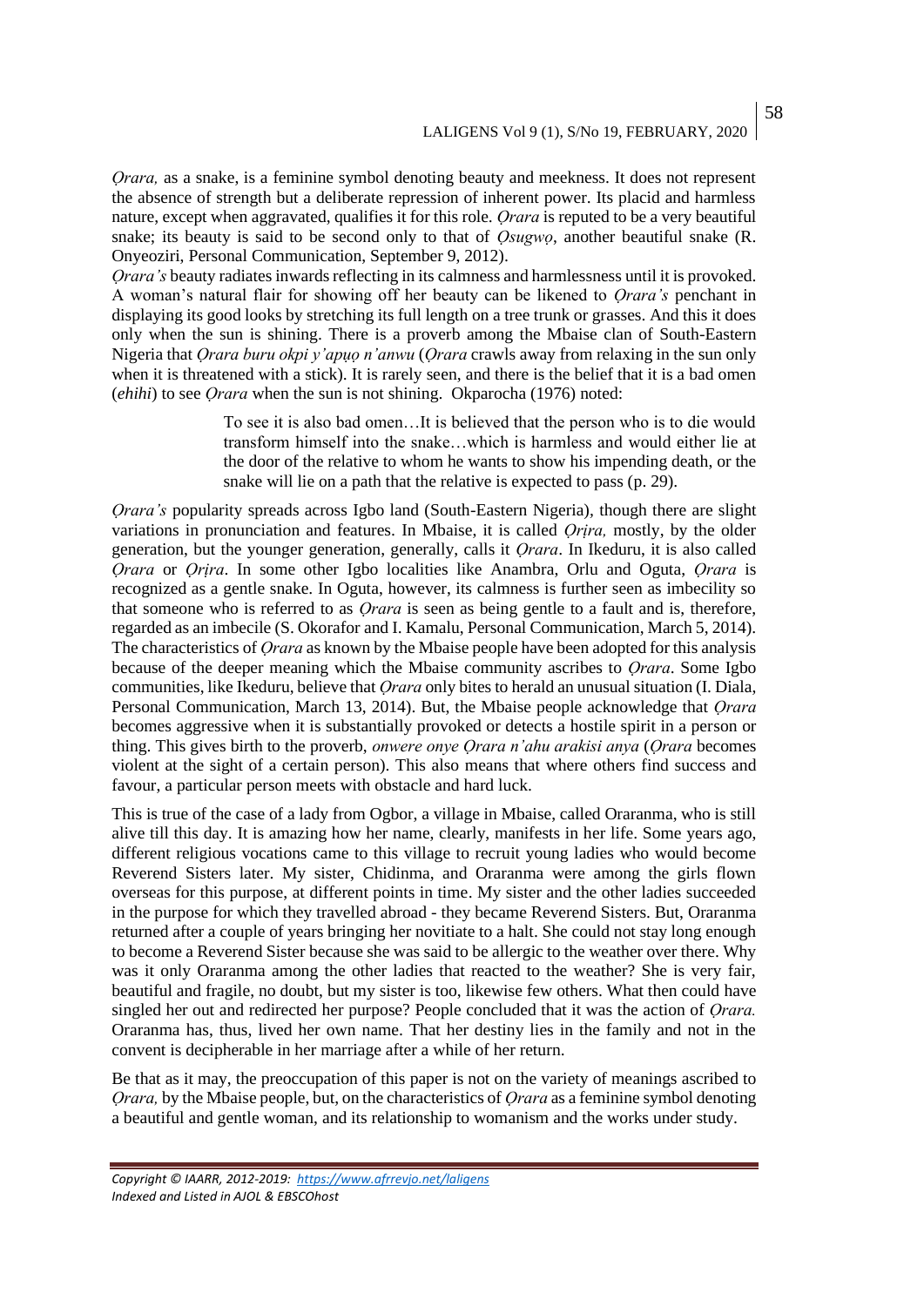*Ọrara,* as a snake, is a feminine symbol denoting beauty and meekness. It does not represent the absence of strength but a deliberate repression of inherent power. Its placid and harmless nature, except when aggravated, qualifies it for this role. *Ọrara* is reputed to be a very beautiful snake; its beauty is said to be second only to that of *Ọsugwọ*, another beautiful snake (R. Onyeoziri, Personal Communication, September 9, 2012).

*Ọrara's* beauty radiates inwards reflecting in its calmness and harmlessness until it is provoked. A woman's natural flair for showing off her beauty can be likened to *Ọrara's* penchant in displaying its good looks by stretching its full length on a tree trunk or grasses. And this it does only when the sun is shining. There is a proverb among the Mbaise clan of South-Eastern Nigeria that *Ọrara buru okpi y'apụọ n'anwu* (*Ọrara* crawls away from relaxing in the sun only when it is threatened with a stick). It is rarely seen, and there is the belief that it is a bad omen (*ehihi*) to see *Ọrara* when the sun is not shining. Okparocha (1976) noted:

> To see it is also bad omen…It is believed that the person who is to die would transform himself into the snake…which is harmless and would either lie at the door of the relative to whom he wants to show his impending death, or the snake will lie on a path that the relative is expected to pass (p. 29).

*Ọrara's* popularity spreads across Igbo land (South-Eastern Nigeria), though there are slight variations in pronunciation and features. In Mbaise, it is called *Ọrịra,* mostly, by the older generation, but the younger generation, generally, calls it *Ọrara*. In Ikeduru, it is also called *Ọrara* or *Ọrịra*. In some other Igbo localities like Anambra, Orlu and Oguta, *Ọrara* is recognized as a gentle snake. In Oguta, however, its calmness is further seen as imbecility so that someone who is referred to as *Ọrara* is seen as being gentle to a fault and is, therefore, regarded as an imbecile (S. Okorafor and I. Kamalu, Personal Communication, March 5, 2014). The characteristics of *Ọrara* as known by the Mbaise people have been adopted for this analysis because of the deeper meaning which the Mbaise community ascribes to *Ọrara*. Some Igbo communities, like Ikeduru, believe that *Ọrara* only bites to herald an unusual situation (I. Diala, Personal Communication, March 13, 2014). But, the Mbaise people acknowledge that *Ọrara* becomes aggressive when it is substantially provoked or detects a hostile spirit in a person or thing. This gives birth to the proverb, *onwere onye Ọrara n'ahu arakisi anya* (*Ọrara* becomes violent at the sight of a certain person). This also means that where others find success and favour, a particular person meets with obstacle and hard luck.

This is true of the case of a lady from Ogbor, a village in Mbaise, called Oraranma, who is still alive till this day. It is amazing how her name, clearly, manifests in her life. Some years ago, different religious vocations came to this village to recruit young ladies who would become Reverend Sisters later. My sister, Chidinma, and Oraranma were among the girls flown overseas for this purpose, at different points in time. My sister and the other ladies succeeded in the purpose for which they travelled abroad - they became Reverend Sisters. But, Oraranma returned after a couple of years bringing her novitiate to a halt. She could not stay long enough to become a Reverend Sister because she was said to be allergic to the weather over there. Why was it only Oraranma among the other ladies that reacted to the weather? She is very fair, beautiful and fragile, no doubt, but my sister is too, likewise few others. What then could have singled her out and redirected her purpose? People concluded that it was the action of *Ọrara.* Oraranma has, thus, lived her own name. That her destiny lies in the family and not in the convent is decipherable in her marriage after a while of her return.

Be that as it may, the preoccupation of this paper is not on the variety of meanings ascribed to *Ọrara,* by the Mbaise people, but, on the characteristics of *Ọrara* as a feminine symbol denoting a beautiful and gentle woman, and its relationship to womanism and the works under study.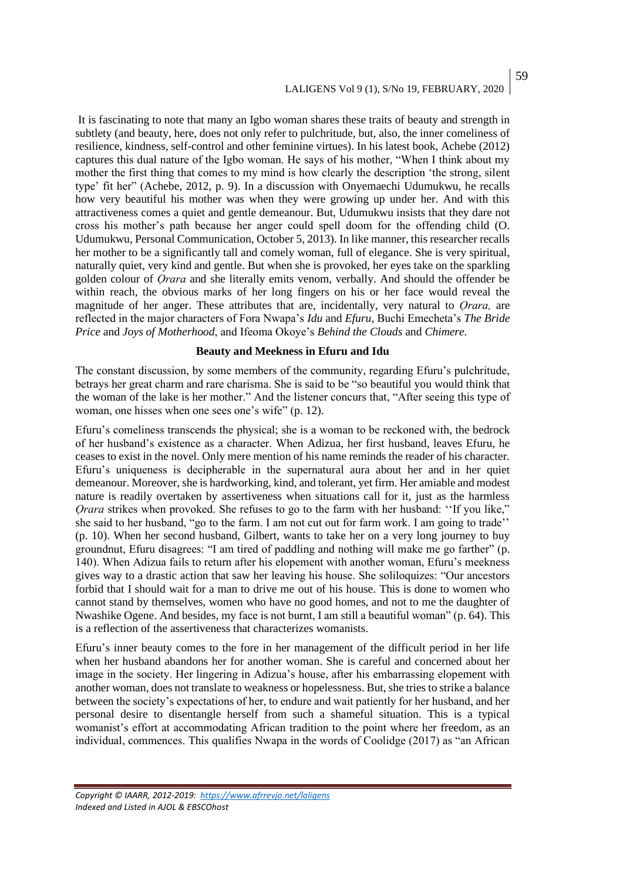It is fascinating to note that many an Igbo woman shares these traits of beauty and strength in subtlety (and beauty, here, does not only refer to pulchritude, but, also, the inner comeliness of resilience, kindness, self-control and other feminine virtues). In his latest book, Achebe (2012) captures this dual nature of the Igbo woman. He says of his mother, "When I think about my mother the first thing that comes to my mind is how clearly the description 'the strong, silent type' fit her" (Achebe, 2012, p. 9). In a discussion with Onyemaechi Udumukwu, he recalls how very beautiful his mother was when they were growing up under her. And with this attractiveness comes a quiet and gentle demeanour. But, Udumukwu insists that they dare not cross his mother's path because her anger could spell doom for the offending child (O. Udumukwu, Personal Communication, October 5, 2013). In like manner, this researcher recalls her mother to be a significantly tall and comely woman, full of elegance. She is very spiritual, naturally quiet, very kind and gentle. But when she is provoked, her eyes take on the sparkling golden colour of *Ọrara* and she literally emits venom, verbally. And should the offender be within reach, the obvious marks of her long fingers on his or her face would reveal the magnitude of her anger. These attributes that are, incidentally, very natural to *Ọrara,* are reflected in the major characters of Fora Nwapa's *Idu* and *Efuru,* Buchi Emecheta's *The Bride Price* and *Joys of Motherhood*, and Ifeoma Okoye's *Behind the Clouds* and *Chimere.*

**Beauty and Meekness in Efuru and Idu**

The constant discussion, by some members of the community, regarding Efuru's pulchritude, betrays her great charm and rare charisma. She is said to be "so beautiful you would think that the woman of the lake is her mother." And the listener concurs that, "After seeing this type of woman, one hisses when one sees one's wife" (p. 12).

Efuru's comeliness transcends the physical; she is a woman to be reckoned with, the bedrock of her husband's existence as a character. When Adizua, her first husband, leaves Efuru, he ceases to exist in the novel. Only mere mention of his name reminds the reader of his character. Efuru's uniqueness is decipherable in the supernatural aura about her and in her quiet demeanour. Moreover, she is hardworking, kind, and tolerant, yet firm. Her amiable and modest nature is readily overtaken by assertiveness when situations call for it, just as the harmless *Ọrara* strikes when provoked. She refuses to go to the farm with her husband: ''If you like," she said to her husband, "go to the farm. I am not cut out for farm work. I am going to trade'' (p. 10). When her second husband, Gilbert, wants to take her on a very long journey to buy groundnut, Efuru disagrees: "I am tired of paddling and nothing will make me go farther" (p. 140). When Adizua fails to return after his elopement with another woman, Efuru's meekness gives way to a drastic action that saw her leaving his house. She soliloquizes: "Our ancestors forbid that I should wait for a man to drive me out of his house. This is done to women who cannot stand by themselves, women who have no good homes, and not to me the daughter of Nwashike Ogene. And besides, my face is not burnt, I am still a beautiful woman" (p. 64). This is a reflection of the assertiveness that characterizes womanists.

Efuru's inner beauty comes to the fore in her management of the difficult period in her life when her husband abandons her for another woman. She is careful and concerned about her image in the society. Her lingering in Adizua's house, after his embarrassing elopement with another woman, does not translate to weakness or hopelessness. But, she tries to strike a balance between the society's expectations of her, to endure and wait patiently for her husband, and her personal desire to disentangle herself from such a shameful situation. This is a typical womanist's effort at accommodating African tradition to the point where her freedom, as an individual, commences. This qualifies Nwapa in the words of Coolidge (2017) as "an African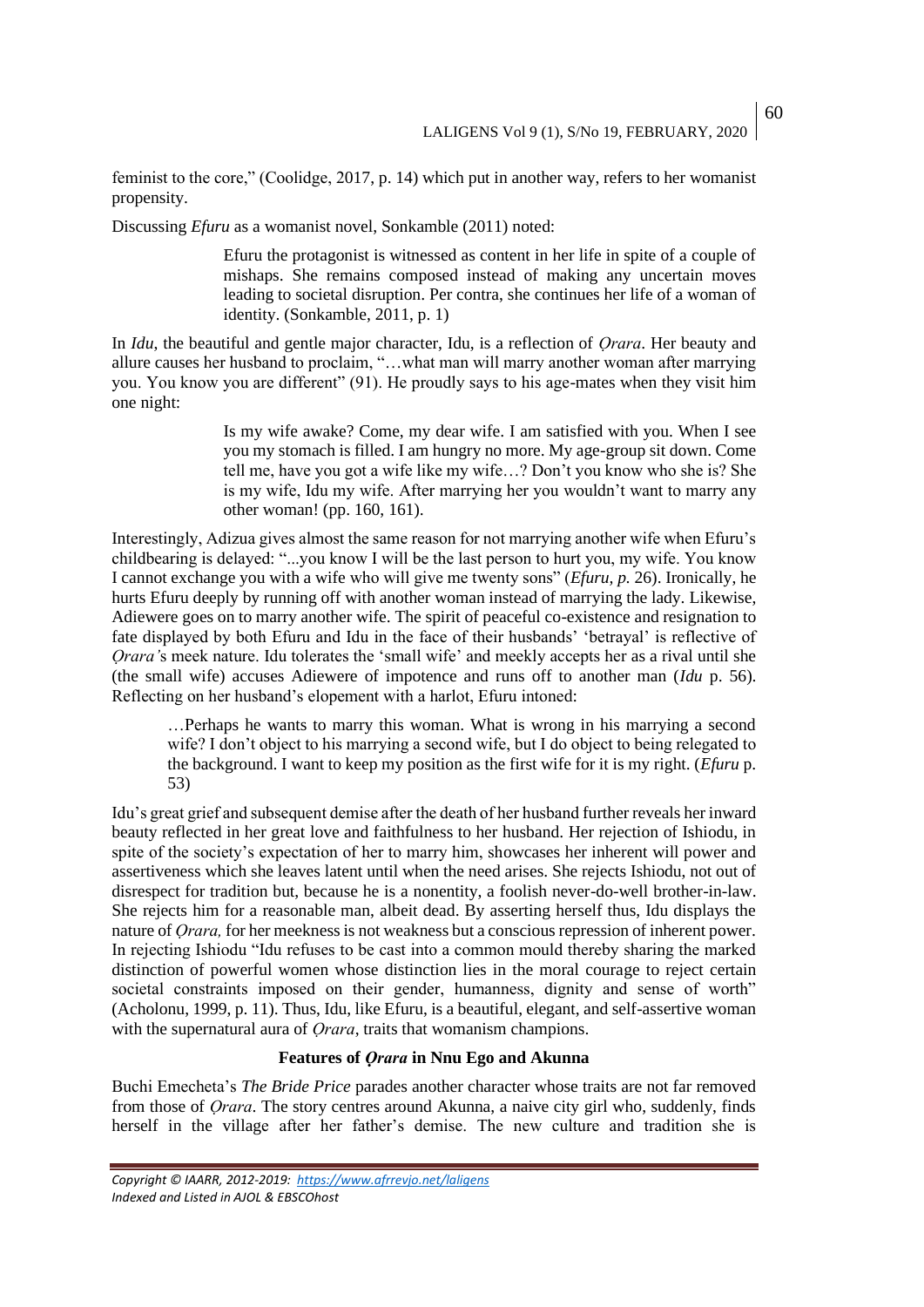feminist to the core," (Coolidge, 2017, p. 14) which put in another way, refers to her womanist propensity.

Discussing *Efuru* as a womanist novel, Sonkamble (2011) noted:

> Efuru the protagonist is witnessed as content in her life in spite of a couple of mishaps. She remains composed instead of making any uncertain moves leading to societal disruption. Per contra, she continues her life of a woman of identity. (Sonkamble, 2011, p. 1)

In *Idu*, the beautiful and gentle major character, Idu, is a reflection of *Ọrara*. Her beauty and allure causes her husband to proclaim, "…what man will marry another woman after marrying you. You know you are different" (91). He proudly says to his age-mates when they visit him one night:

> Is my wife awake? Come, my dear wife. I am satisfied with you. When I see you my stomach is filled. I am hungry no more. My age-group sit down. Come tell me, have you got a wife like my wife…? Don't you know who she is? She is my wife, Idu my wife. After marrying her you wouldn't want to marry any other woman! (pp. 160, 161).

Interestingly, Adizua gives almost the same reason for not marrying another wife when Efuru's childbearing is delayed: "...you know I will be the last person to hurt you, my wife. You know I cannot exchange you with a wife who will give me twenty sons" (*Efuru, p.* 26). Ironically, he hurts Efuru deeply by running off with another woman instead of marrying the lady. Likewise, Adiewere goes on to marry another wife. The spirit of peaceful co-existence and resignation to fate displayed by both Efuru and Idu in the face of their husbands' 'betrayal' is reflective of *Ọrara'*s meek nature. Idu tolerates the 'small wife' and meekly accepts her as a rival until she (the small wife) accuses Adiewere of impotence and runs off to another man (*Idu* p. 56). Reflecting on her husband's elopement with a harlot, Efuru intoned:

> …Perhaps he wants to marry this woman. What is wrong in his marrying a second wife? I don't object to his marrying a second wife, but I do object to being relegated to the background. I want to keep my position as the first wife for it is my right. (*Efuru* p. 53)

Idu's great grief and subsequent demise after the death of her husband further reveals her inward beauty reflected in her great love and faithfulness to her husband. Her rejection of Ishiodu, in spite of the society's expectation of her to marry him, showcases her inherent will power and assertiveness which she leaves latent until when the need arises. She rejects Ishiodu, not out of disrespect for tradition but, because he is a nonentity, a foolish never-do-well brother-in-law. She rejects him for a reasonable man, albeit dead. By asserting herself thus, Idu displays the nature of *Ọrara,* for her meekness is not weakness but a conscious repression of inherent power. In rejecting Ishiodu "Idu refuses to be cast into a common mould thereby sharing the marked distinction of powerful women whose distinction lies in the moral courage to reject certain societal constraints imposed on their gender, humanness, dignity and sense of worth" (Acholonu, 1999, p. 11). Thus, Idu, like Efuru, is a beautiful, elegant, and self-assertive woman with the supernatural aura of *Ọrara*, traits that womanism champions.

## Features of *Ọrara* in Nnu Ego and Akunna

Buchi Emecheta's *The Bride Price* parades another character whose traits are not far removed from those of *Ọrara*. The story centres around Akunna, a naive city girl who, suddenly, finds herself in the village after her father's demise. The new culture and tradition she is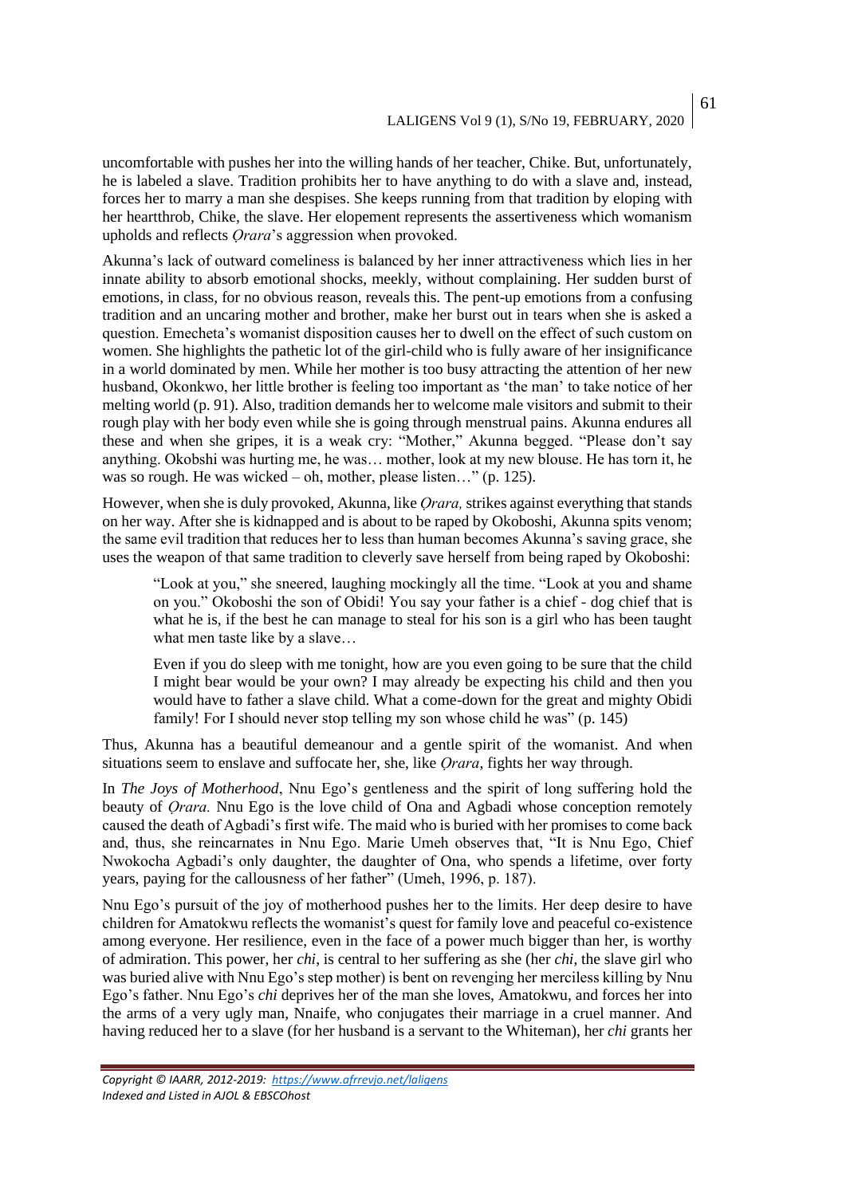uncomfortable with pushes her into the willing hands of her teacher, Chike. But, unfortunately, he is labeled a slave. Tradition prohibits her to have anything to do with a slave and, instead, forces her to marry a man she despises. She keeps running from that tradition by eloping with her heartthrob, Chike, the slave. Her elopement represents the assertiveness which womanism upholds and reflects *Ọrara*'s aggression when provoked.

Akunna's lack of outward comeliness is balanced by her inner attractiveness which lies in her innate ability to absorb emotional shocks, meekly, without complaining. Her sudden burst of emotions, in class, for no obvious reason, reveals this. The pent-up emotions from a confusing tradition and an uncaring mother and brother, make her burst out in tears when she is asked a question. Emecheta's womanist disposition causes her to dwell on the effect of such custom on women. She highlights the pathetic lot of the girl-child who is fully aware of her insignificance in a world dominated by men. While her mother is too busy attracting the attention of her new husband, Okonkwo, her little brother is feeling too important as 'the man' to take notice of her melting world (p. 91). Also, tradition demands her to welcome male visitors and submit to their rough play with her body even while she is going through menstrual pains. Akunna endures all these and when she gripes, it is a weak cry: "Mother," Akunna begged. "Please don't say anything. Okobshi was hurting me, he was… mother, look at my new blouse. He has torn it, he was so rough. He was wicked – oh, mother, please listen…" (p. 125).

However, when she is duly provoked, Akunna, like *Ọrara,* strikes against everything that stands on her way. After she is kidnapped and is about to be raped by Okoboshi, Akunna spits venom; the same evil tradition that reduces her to less than human becomes Akunna's saving grace, she uses the weapon of that same tradition to cleverly save herself from being raped by Okoboshi:

> "Look at you," she sneered, laughing mockingly all the time. "Look at you and shame on you." Okoboshi the son of Obidi! You say your father is a chief - dog chief that is what he is, if the best he can manage to steal for his son is a girl who has been taught what men taste like by a slave…
>
> Even if you do sleep with me tonight, how are you even going to be sure that the child I might bear would be your own? I may already be expecting his child and then you would have to father a slave child. What a come-down for the great and mighty Obidi family! For I should never stop telling my son whose child he was" (p. 145)

Thus, Akunna has a beautiful demeanour and a gentle spirit of the womanist. And when situations seem to enslave and suffocate her, she, like *Ọrara*, fights her way through.

In *The Joys of Motherhood*, Nnu Ego's gentleness and the spirit of long suffering hold the beauty of *Ọrara.* Nnu Ego is the love child of Ona and Agbadi whose conception remotely caused the death of Agbadi's first wife. The maid who is buried with her promises to come back and, thus, she reincarnates in Nnu Ego. Marie Umeh observes that, "It is Nnu Ego, Chief Nwokocha Agbadi's only daughter, the daughter of Ona, who spends a lifetime, over forty years, paying for the callousness of her father" (Umeh, 1996, p. 187).

Nnu Ego's pursuit of the joy of motherhood pushes her to the limits. Her deep desire to have children for Amatokwu reflects the womanist's quest for family love and peaceful co-existence among everyone. Her resilience, even in the face of a power much bigger than her, is worthy of admiration. This power, her *chi*, is central to her suffering as she (her *chi*, the slave girl who was buried alive with Nnu Ego's step mother) is bent on revenging her merciless killing by Nnu Ego's father. Nnu Ego's *chi* deprives her of the man she loves, Amatokwu, and forces her into the arms of a very ugly man, Nnaife, who conjugates their marriage in a cruel manner. And having reduced her to a slave (for her husband is a servant to the Whiteman), her *chi* grants her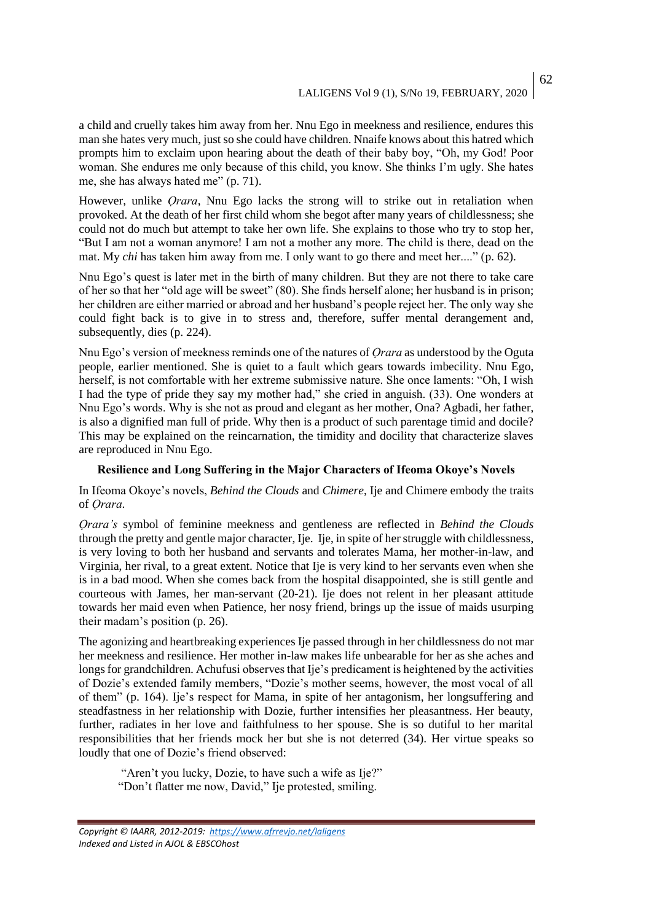a child and cruelly takes him away from her. Nnu Ego in meekness and resilience, endures this man she hates very much, just so she could have children. Nnaife knows about this hatred which prompts him to exclaim upon hearing about the death of their baby boy, "Oh, my God! Poor woman. She endures me only because of this child, you know. She thinks I'm ugly. She hates me, she has always hated me" (p. 71).

However, unlike *Ọrara*, Nnu Ego lacks the strong will to strike out in retaliation when provoked. At the death of her first child whom she begot after many years of childlessness; she could not do much but attempt to take her own life. She explains to those who try to stop her, "But I am not a woman anymore! I am not a mother any more. The child is there, dead on the mat. My *chi* has taken him away from me. I only want to go there and meet her...." (p. 62).

Nnu Ego's quest is later met in the birth of many children. But they are not there to take care of her so that her "old age will be sweet" (80). She finds herself alone; her husband is in prison; her children are either married or abroad and her husband's people reject her. The only way she could fight back is to give in to stress and, therefore, suffer mental derangement and, subsequently, dies (p. 224).

Nnu Ego's version of meekness reminds one of the natures of *Ọrara* as understood by the Oguta people, earlier mentioned. She is quiet to a fault which gears towards imbecility. Nnu Ego, herself, is not comfortable with her extreme submissive nature. She once laments: "Oh, I wish I had the type of pride they say my mother had," she cried in anguish. (33). One wonders at Nnu Ego's words. Why is she not as proud and elegant as her mother, Ona? Agbadi, her father, is also a dignified man full of pride. Why then is a product of such parentage timid and docile? This may be explained on the reincarnation, the timidity and docility that characterize slaves are reproduced in Nnu Ego.

## Resilience and Long Suffering in the Major Characters of Ifeoma Okoye's Novels

In Ifeoma Okoye's novels, *Behind the Clouds* and *Chimere*, Ije and Chimere embody the traits of *Ọrara*.

*Ọrara's* symbol of feminine meekness and gentleness are reflected in *Behind the Clouds* through the pretty and gentle major character, Ije. Ije, in spite of her struggle with childlessness, is very loving to both her husband and servants and tolerates Mama, her mother-in-law, and Virginia, her rival, to a great extent. Notice that Ije is very kind to her servants even when she is in a bad mood. When she comes back from the hospital disappointed, she is still gentle and courteous with James, her man-servant (20-21). Ije does not relent in her pleasant attitude towards her maid even when Patience, her nosy friend, brings up the issue of maids usurping their madam's position (p. 26).

The agonizing and heartbreaking experiences Ije passed through in her childlessness do not mar her meekness and resilience. Her mother in-law makes life unbearable for her as she aches and longs for grandchildren. Achufusi observes that Ije's predicament is heightened by the activities of Dozie's extended family members, "Dozie's mother seems, however, the most vocal of all of them" (p. 164). Ije's respect for Mama, in spite of her antagonism, her longsuffering and steadfastness in her relationship with Dozie, further intensifies her pleasantness. Her beauty, further, radiates in her love and faithfulness to her spouse. She is so dutiful to her marital responsibilities that her friends mock her but she is not deterred (34). Her virtue speaks so loudly that one of Dozie's friend observed:

> "Aren't you lucky, Dozie, to have such a wife as Ije?"
> "Don't flatter me now, David," Ije protested, smiling.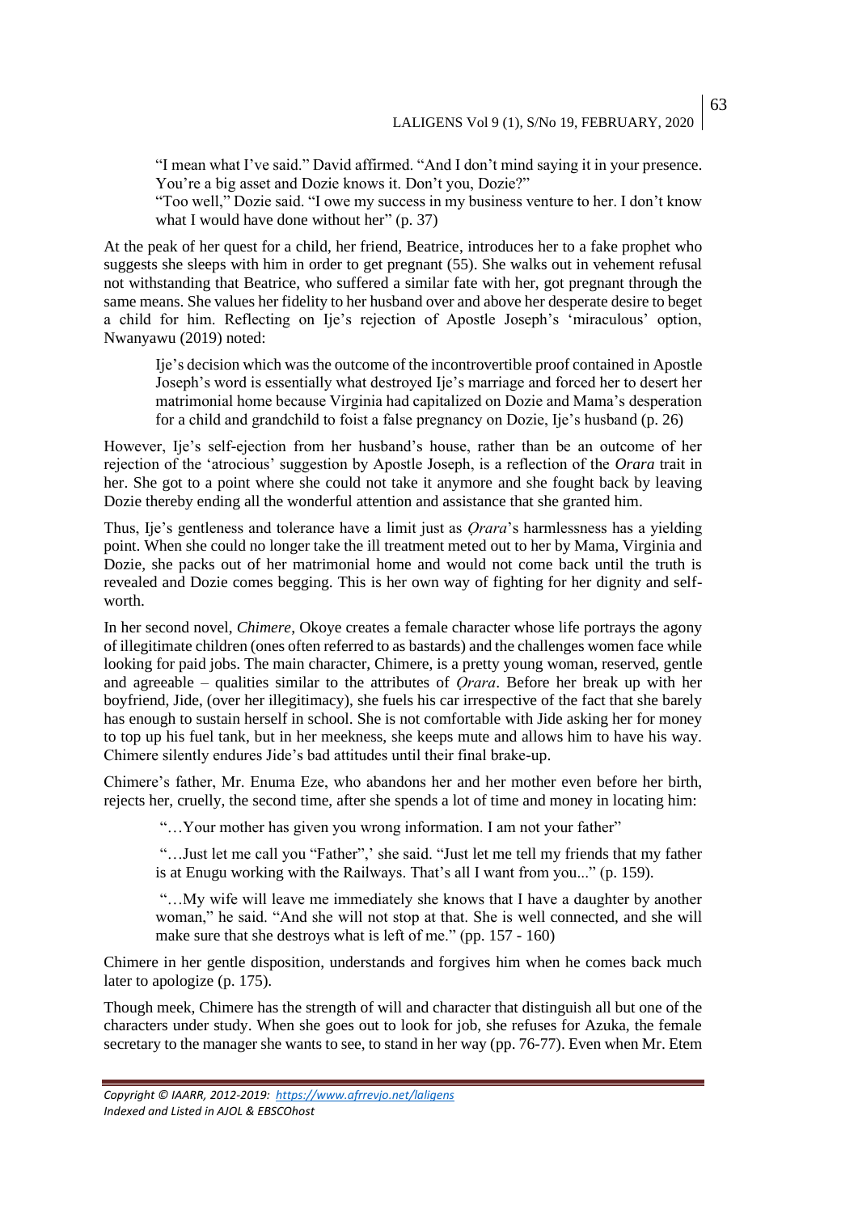> "I mean what I've said." David affirmed. "And I don't mind saying it in your presence. You're a big asset and Dozie knows it. Don't you, Dozie?"
> "Too well," Dozie said. "I owe my success in my business venture to her. I don't know what I would have done without her" (p. 37)

At the peak of her quest for a child, her friend, Beatrice, introduces her to a fake prophet who suggests she sleeps with him in order to get pregnant (55). She walks out in vehement refusal not withstanding that Beatrice, who suffered a similar fate with her, got pregnant through the same means. She values her fidelity to her husband over and above her desperate desire to beget a child for him. Reflecting on Ije's rejection of Apostle Joseph's 'miraculous' option, Nwanyawu (2019) noted:

> Ije's decision which was the outcome of the incontrovertible proof contained in Apostle Joseph's word is essentially what destroyed Ije's marriage and forced her to desert her matrimonial home because Virginia had capitalized on Dozie and Mama's desperation for a child and grandchild to foist a false pregnancy on Dozie, Ije's husband (p. 26)

However, Ije's self-ejection from her husband's house, rather than be an outcome of her rejection of the 'atrocious' suggestion by Apostle Joseph, is a reflection of the *Orara* trait in her. She got to a point where she could not take it anymore and she fought back by leaving Dozie thereby ending all the wonderful attention and assistance that she granted him.

Thus, Ije's gentleness and tolerance have a limit just as *Ọrara*'s harmlessness has a yielding point. When she could no longer take the ill treatment meted out to her by Mama, Virginia and Dozie, she packs out of her matrimonial home and would not come back until the truth is revealed and Dozie comes begging. This is her own way of fighting for her dignity and self-worth.

In her second novel, *Chimere*, Okoye creates a female character whose life portrays the agony of illegitimate children (ones often referred to as bastards) and the challenges women face while looking for paid jobs. The main character, Chimere, is a pretty young woman, reserved, gentle and agreeable – qualities similar to the attributes of *Ọrara*. Before her break up with her boyfriend, Jide, (over her illegitimacy), she fuels his car irrespective of the fact that she barely has enough to sustain herself in school. She is not comfortable with Jide asking her for money to top up his fuel tank, but in her meekness, she keeps mute and allows him to have his way. Chimere silently endures Jide's bad attitudes until their final brake-up.

Chimere's father, Mr. Enuma Eze, who abandons her and her mother even before her birth, rejects her, cruelly, the second time, after she spends a lot of time and money in locating him:

> "…Your mother has given you wrong information. I am not your father"
>
> "…Just let me call you "Father",' she said. "Just let me tell my friends that my father is at Enugu working with the Railways. That's all I want from you..." (p. 159).
>
> "…My wife will leave me immediately she knows that I have a daughter by another woman," he said. "And she will not stop at that. She is well connected, and she will make sure that she destroys what is left of me." (pp. 157 - 160)

Chimere in her gentle disposition, understands and forgives him when he comes back much later to apologize (p. 175).

Though meek, Chimere has the strength of will and character that distinguish all but one of the characters under study. When she goes out to look for job, she refuses for Azuka, the female secretary to the manager she wants to see, to stand in her way (pp. 76-77). Even when Mr. Etem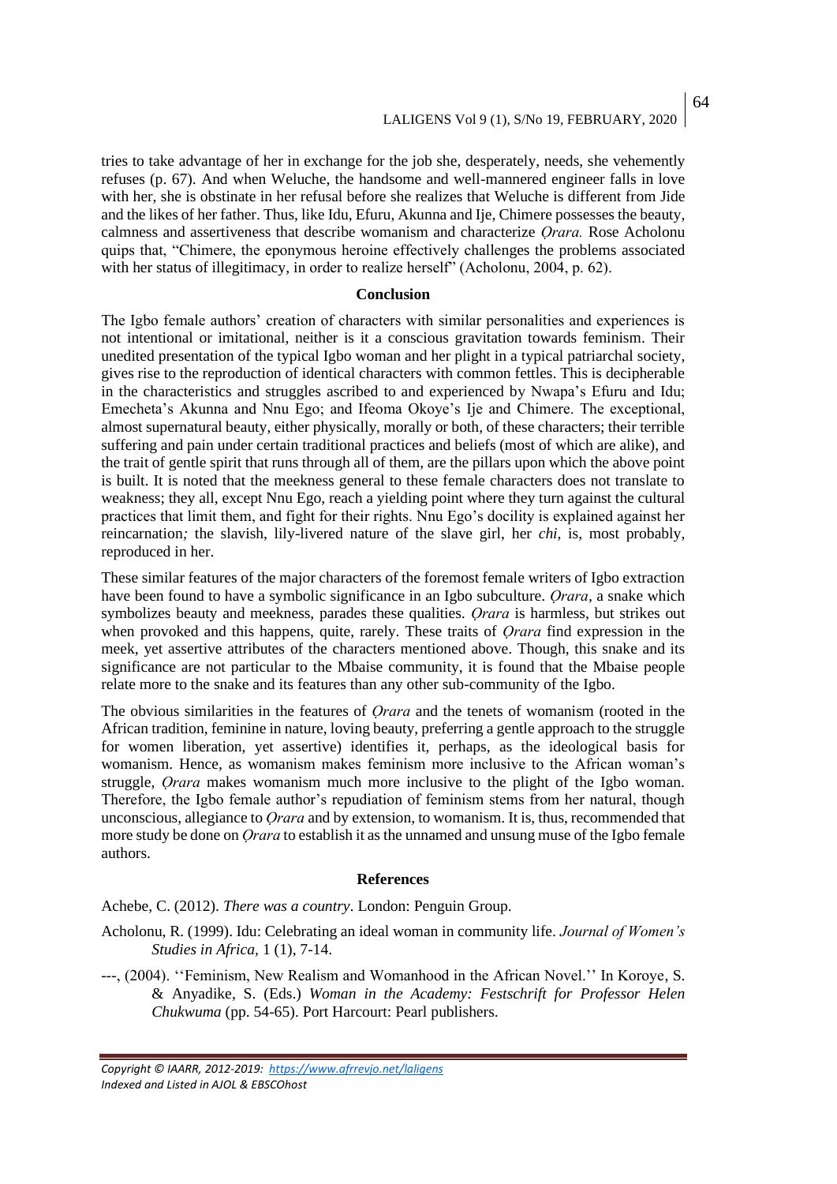tries to take advantage of her in exchange for the job she, desperately, needs, she vehemently refuses (p. 67). And when Weluche, the handsome and well-mannered engineer falls in love with her, she is obstinate in her refusal before she realizes that Weluche is different from Jide and the likes of her father. Thus, like Idu, Efuru, Akunna and Ije, Chimere possesses the beauty, calmness and assertiveness that describe womanism and characterize *Ọrara.* Rose Acholonu quips that, "Chimere, the eponymous heroine effectively challenges the problems associated with her status of illegitimacy, in order to realize herself" (Acholonu, 2004, p. 62).

## Conclusion

The Igbo female authors' creation of characters with similar personalities and experiences is not intentional or imitational, neither is it a conscious gravitation towards feminism. Their unedited presentation of the typical Igbo woman and her plight in a typical patriarchal society, gives rise to the reproduction of identical characters with common fettles. This is decipherable in the characteristics and struggles ascribed to and experienced by Nwapa's Efuru and Idu; Emecheta's Akunna and Nnu Ego; and Ifeoma Okoye's Ije and Chimere. The exceptional, almost supernatural beauty, either physically, morally or both, of these characters; their terrible suffering and pain under certain traditional practices and beliefs (most of which are alike), and the trait of gentle spirit that runs through all of them, are the pillars upon which the above point is built. It is noted that the meekness general to these female characters does not translate to weakness; they all, except Nnu Ego, reach a yielding point where they turn against the cultural practices that limit them, and fight for their rights. Nnu Ego's docility is explained against her reincarnation*;* the slavish, lily-livered nature of the slave girl, her *chi,* is, most probably, reproduced in her.

These similar features of the major characters of the foremost female writers of Igbo extraction have been found to have a symbolic significance in an Igbo subculture. *Ọrara*, a snake which symbolizes beauty and meekness, parades these qualities. *Ọrara* is harmless, but strikes out when provoked and this happens, quite, rarely. These traits of *Ọrara* find expression in the meek, yet assertive attributes of the characters mentioned above. Though, this snake and its significance are not particular to the Mbaise community, it is found that the Mbaise people relate more to the snake and its features than any other sub-community of the Igbo.

The obvious similarities in the features of *Ọrara* and the tenets of womanism (rooted in the African tradition, feminine in nature, loving beauty, preferring a gentle approach to the struggle for women liberation, yet assertive) identifies it, perhaps, as the ideological basis for womanism. Hence, as womanism makes feminism more inclusive to the African woman's struggle, *Ọrara* makes womanism much more inclusive to the plight of the Igbo woman. Therefore, the Igbo female author's repudiation of feminism stems from her natural, though unconscious, allegiance to *Ọrara* and by extension, to womanism. It is, thus, recommended that more study be done on *Ọrara* to establish it as the unnamed and unsung muse of the Igbo female authors.

## References

Achebe, C. (2012). *There was a country*. London: Penguin Group.

Acholonu, R. (1999). Idu: Celebrating an ideal woman in community life. *Journal of Women's Studies in Africa,* 1 (1), 7-14.

---, (2004). ''Feminism, New Realism and Womanhood in the African Novel.'' In Koroye, S. & Anyadike, S. (Eds.) *Woman in the Academy: Festschrift for Professor Helen Chukwuma* (pp. 54-65). Port Harcourt: Pearl publishers.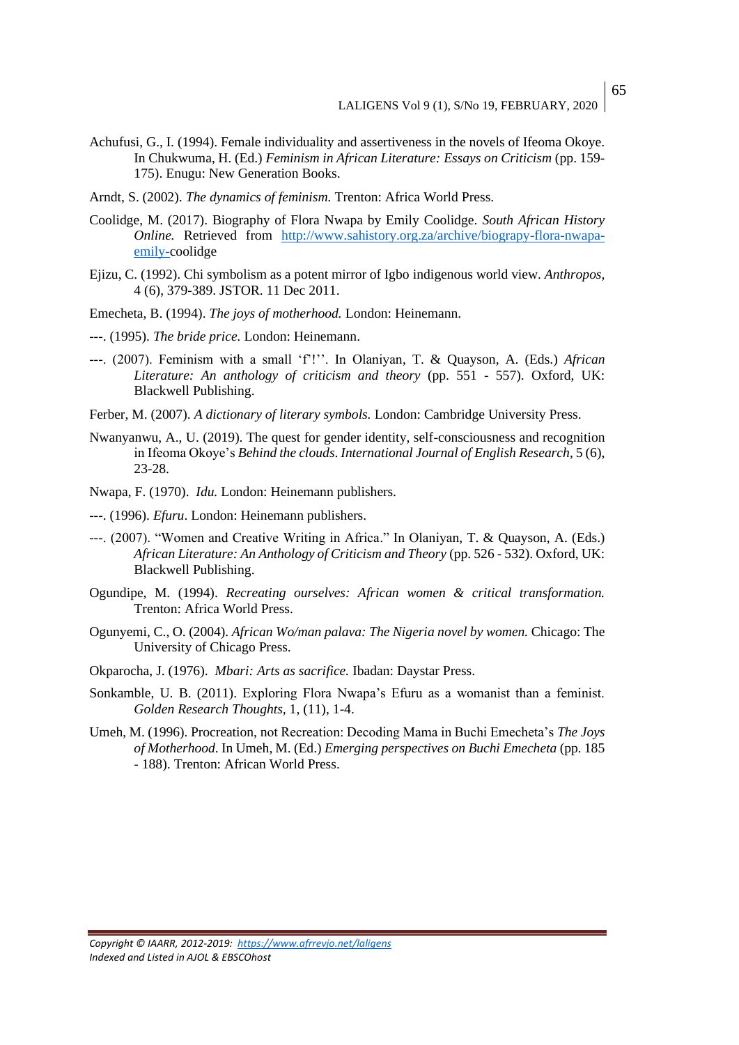Achufusi, G., I. (1994). Female individuality and assertiveness in the novels of Ifeoma Okoye. In Chukwuma, H. (Ed.) *Feminism in African Literature: Essays on Criticism* (pp. 159-175). Enugu: New Generation Books.

Arndt, S. (2002). *The dynamics of feminism.* Trenton: Africa World Press.

Coolidge, M. (2017). Biography of Flora Nwapa by Emily Coolidge. *South African History Online.* Retrieved from http://www.sahistory.org.za/archive/biograpy-flora-nwapa-emily-coolidge

Ejizu, C. (1992). Chi symbolism as a potent mirror of Igbo indigenous world view. *Anthropos,* 4 (6), 379-389. JSTOR. 11 Dec 2011.

Emecheta, B. (1994). *The joys of motherhood.* London: Heinemann.

---. (1995). *The bride price.* London: Heinemann.

---. (2007). Feminism with a small 'f'!''. In Olaniyan, T. & Quayson, A. (Eds.) *African Literature: An anthology of criticism and theory* (pp. 551 - 557). Oxford, UK: Blackwell Publishing.

Ferber, M. (2007). *A dictionary of literary symbols.* London: Cambridge University Press.

Nwanyanwu, A., U. (2019). The quest for gender identity, self-consciousness and recognition in Ifeoma Okoye's *Behind the clouds*. *International Journal of English Research*, 5 (6), 23-28.

Nwapa, F. (1970). *Idu.* London: Heinemann publishers.

---. (1996). *Efuru*. London: Heinemann publishers.

---. (2007). "Women and Creative Writing in Africa." In Olaniyan, T. & Quayson, A. (Eds.) *African Literature: An Anthology of Criticism and Theory* (pp. 526 - 532). Oxford, UK: Blackwell Publishing.

Ogundipe, M. (1994). *Recreating ourselves: African women & critical transformation.* Trenton: Africa World Press.

Ogunyemi, C., O. (2004). *African Wo/man palava: The Nigeria novel by women.* Chicago: The University of Chicago Press.

Okparocha, J. (1976). *Mbari: Arts as sacrifice.* Ibadan: Daystar Press.

Sonkamble, U. B. (2011). Exploring Flora Nwapa's Efuru as a womanist than a feminist. *Golden Research Thoughts,* 1, (11), 1-4.

Umeh, M. (1996). Procreation, not Recreation: Decoding Mama in Buchi Emecheta's *The Joys of Motherhood*. In Umeh, M. (Ed.) *Emerging perspectives on Buchi Emecheta* (pp. 185 - 188). Trenton: African World Press.